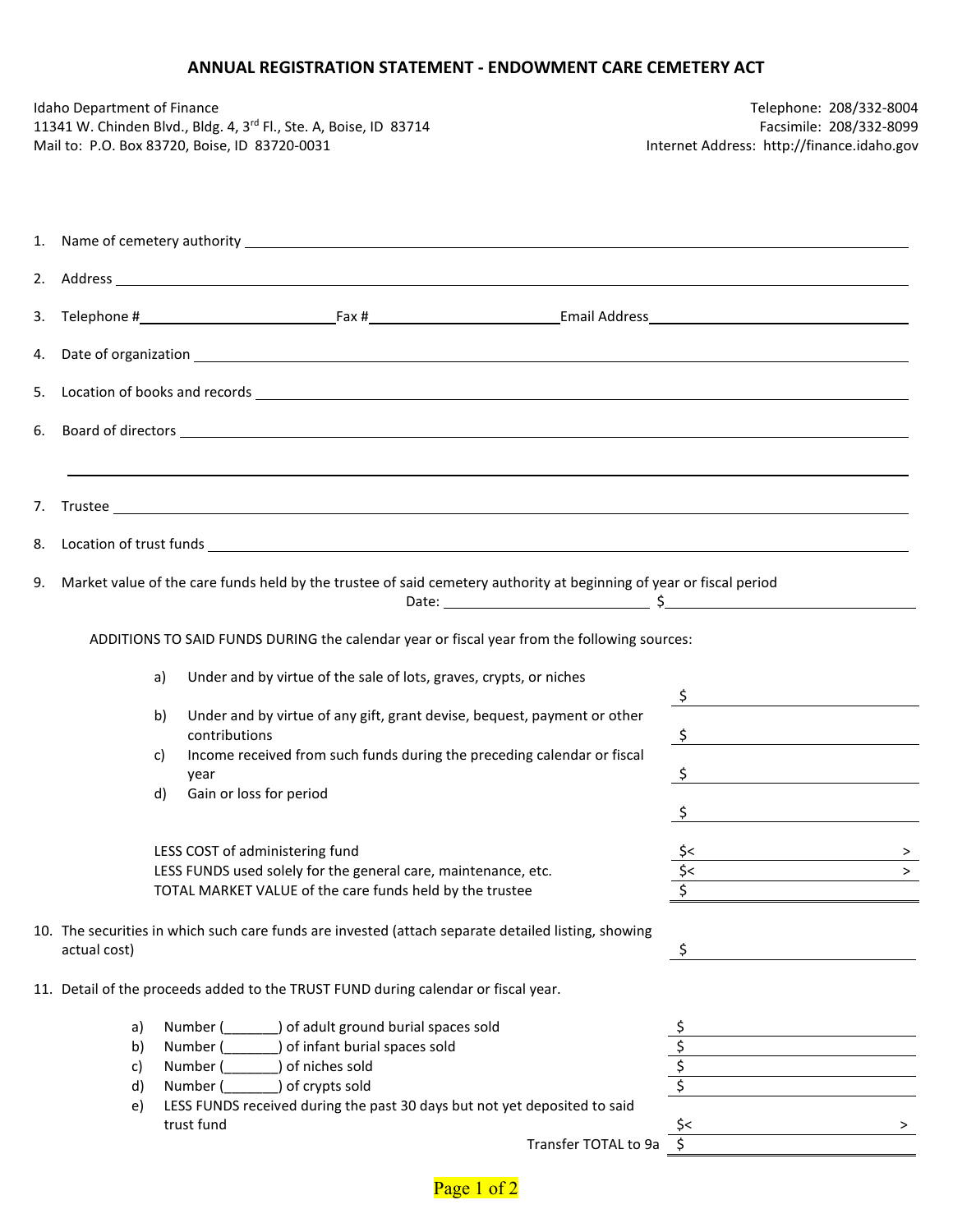# ANNUAL REGISTRATION STATEMENT - ENDOWMENT CARE CEMETERY ACT

Idaho Department of Finance
11341 W. Chinden Blvd., Bldg. 4, 3rd Fl., Ste. A, Boise, ID 83714
Mail to: P.O. Box 83720, Boise, ID 83720-0031

Telephone: 208/332-8004
Facsimile: 208/332-8099
Internet Address: http://finance.idaho.gov

1. Name of cemetery authority ______________________________

2. Address ______________________________

3. Telephone # ______________ Fax # ______________ Email Address ______________

4. Date of organization ______________________________

5. Location of books and records ______________________________

6. Board of directors ______________________________

   ______________________________

7. Trustee ______________________________

8. Location of trust funds ______________________________

9. Market value of the care funds held by the trustee of said cemetery authority at beginning of year or fiscal period
   Date: ______________ $______________

   ADDITIONS TO SAID FUNDS DURING the calendar year or fiscal year from the following sources:

| | |
|---|---|
| a) Under and by virtue of the sale of lots, graves, crypts, or niches | $ |
| b) Under and by virtue of any gift, grant devise, bequest, payment or other contributions | $ |
| c) Income received from such funds during the preceding calendar or fiscal year | $ |
| d) Gain or loss for period | $ |
| LESS COST of administering fund | $< > |
| LESS FUNDS used solely for the general care, maintenance, etc. | $< > |
| TOTAL MARKET VALUE of the care funds held by the trustee | $ |

10. The securities in which such care funds are invested (attach separate detailed listing, showing actual cost) $______________

11. Detail of the proceeds added to the TRUST FUND during calendar or fiscal year.

| | |
|---|---|
| a) Number (_______) of adult ground burial spaces sold | $ |
| b) Number (_______) of infant burial spaces sold | $ |
| c) Number (_______) of niches sold | $ |
| d) Number (_______) of crypts sold | $ |
| e) LESS FUNDS received during the past 30 days but not yet deposited to said trust fund | $< > |
| Transfer TOTAL to 9a | $ |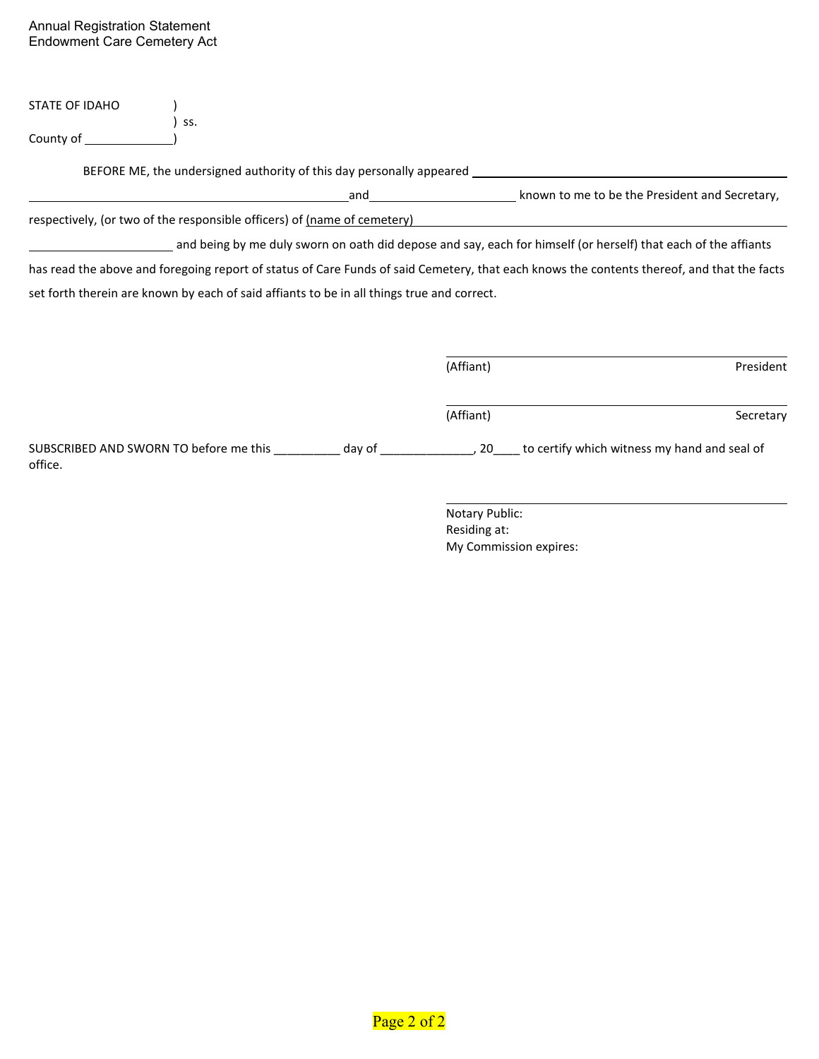STATE OF IDAHO )
) ss.
County of ______________)

BEFORE ME, the undersigned authority of this day personally appeared ________________________________________________ ____________________________________________________________and______________________ known to me to be the President and Secretary, respectively, (or two of the responsible officers) of (name of cemetery) ______________________________________________ ______________________ and being by me duly sworn on oath did depose and say, each for himself (or herself) that each of the affiants has read the above and foregoing report of status of Care Funds of said Cemetery, that each knows the contents thereof, and that the facts set forth therein are known by each of said affiants to be in all things true and correct.

____________________________________________
(Affiant) President

____________________________________________
(Affiant) Secretary

SUBSCRIBED AND SWORN TO before me this __________ day of ______________, 20____ to certify which witness my hand and seal of office.

____________________________________________
Notary Public:
Residing at:
My Commission expires: